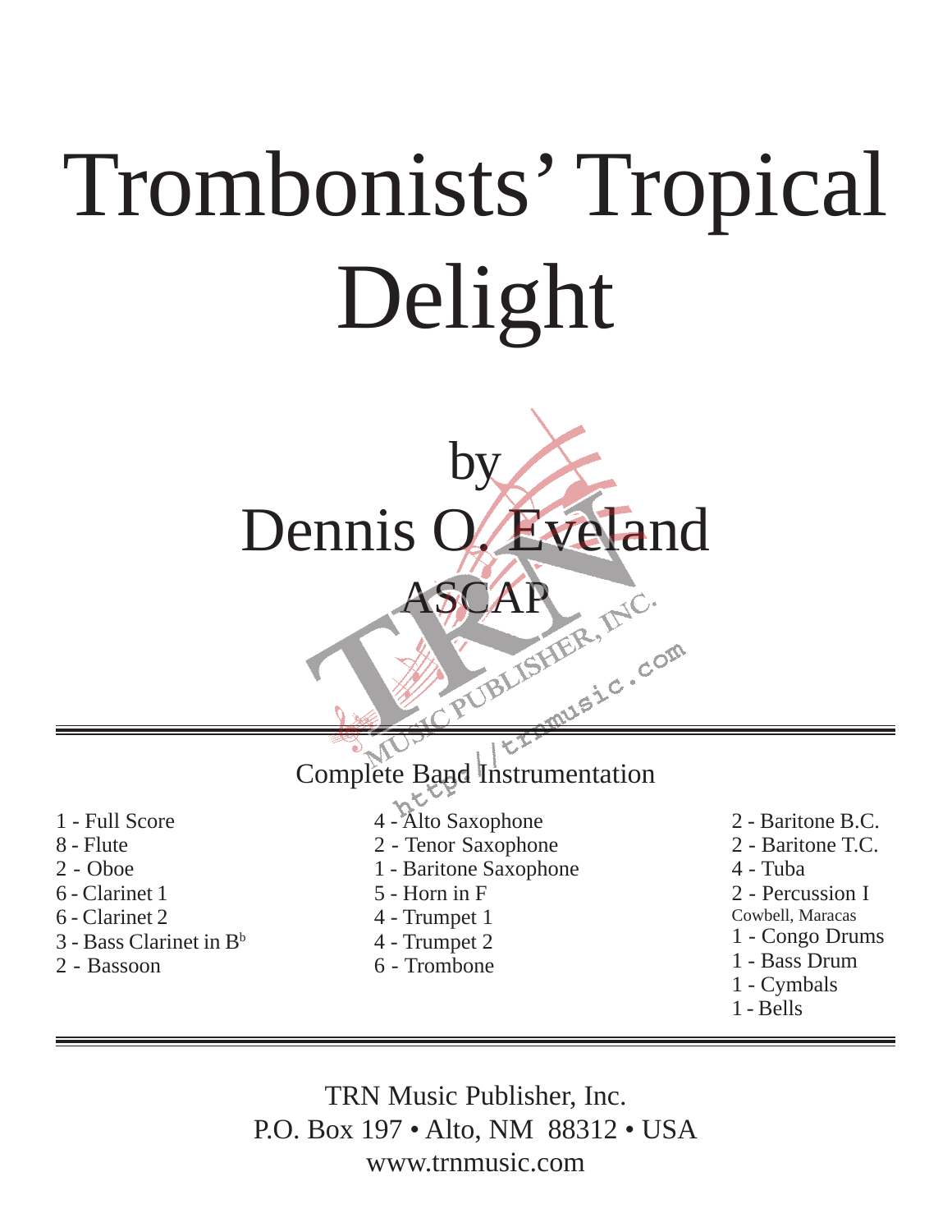# Trombonists' Tropical Delight

by

## Dennis O. Eveland

ASCAP

---

### Complete Band Instrumentation

- 1 - Full Score
- 8 - Flute
- 2 - Oboe
- 6 - Clarinet 1
- 6 - Clarinet 2
- 3 - Bass Clarinet in B♭
- 2 - Bassoon
- 4 - Alto Saxophone
- 2 - Tenor Saxophone
- 1 - Baritone Saxophone
- 5 - Horn in F
- 4 - Trumpet 1
- 4 - Trumpet 2
- 6 - Trombone
- 2 - Baritone B.C.
- 2 - Baritone T.C.
- 4 - Tuba
- 2 - Percussion I
  Cowbell, Maracas
- 1 - Congo Drums
- 1 - Bass Drum
- 1 - Cymbals
- 1 - Bells

---

TRN Music Publisher, Inc.
P.O. Box 197 • Alto, NM 88312 • USA
www.trnmusic.com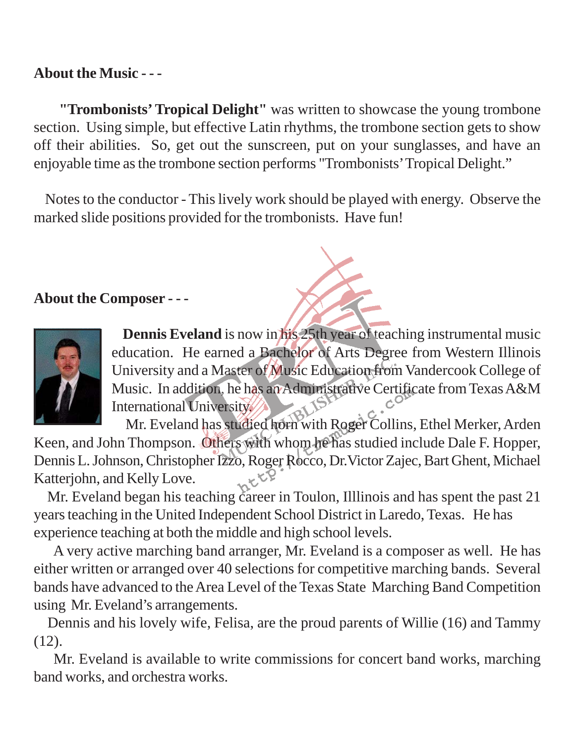**About the Music - - -**

**"Trombonists' Tropical Delight"** was written to showcase the young trombone section. Using simple, but effective Latin rhythms, the trombone section gets to show off their abilities. So, get out the sunscreen, put on your sunglasses, and have an enjoyable time as the trombone section performs "Trombonists' Tropical Delight."

Notes to the conductor - This lively work should be played with energy. Observe the marked slide positions provided for the trombonists. Have fun!

**About the Composer - - -**

**Dennis Eveland** is now in his 25th year of teaching instrumental music education. He earned a Bachelor of Arts Degree from Western Illinois University and a Master of Music Education from Vandercook College of Music. In addition, he has an Administrative Certificate from Texas A&M International University.

Mr. Eveland has studied horn with Roger Collins, Ethel Merker, Arden Keen, and John Thompson. Others with whom he has studied include Dale F. Hopper, Dennis L. Johnson, Christopher Izzo, Roger Rocco, Dr.Victor Zajec, Bart Ghent, Michael Katterjohn, and Kelly Love.

Mr. Eveland began his teaching career in Toulon, Illlinois and has spent the past 21 years teaching in the United Independent School District in Laredo, Texas. He has experience teaching at both the middle and high school levels.

A very active marching band arranger, Mr. Eveland is a composer as well. He has either written or arranged over 40 selections for competitive marching bands. Several bands have advanced to the Area Level of the Texas State Marching Band Competition using Mr. Eveland's arrangements.

Dennis and his lovely wife, Felisa, are the proud parents of Willie (16) and Tammy (12).

Mr. Eveland is available to write commissions for concert band works, marching band works, and orchestra works.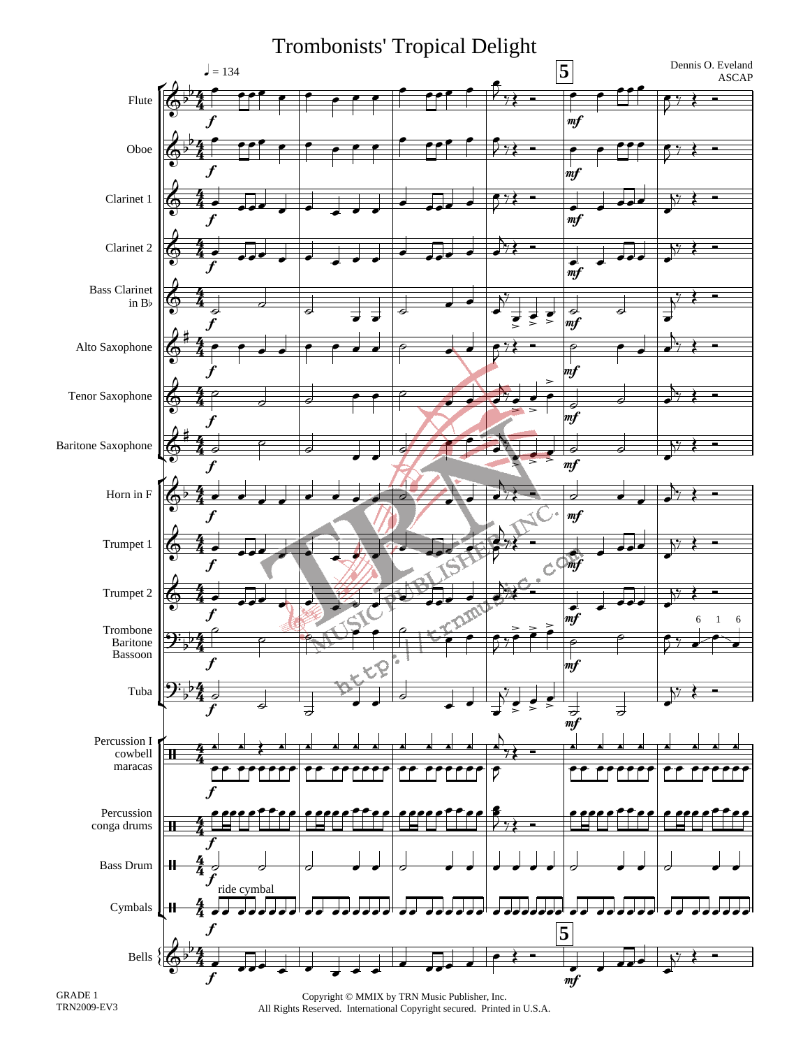# Trombonists' Tropical Delight

Dennis O. Eveland
ASCAP

♩ = 134

Flute
Oboe
Clarinet 1
Clarinet 2
Bass Clarinet in B♭
Alto Saxophone
Tenor Saxophone
Baritone Saxophone
Horn in F
Trumpet 1
Trumpet 2
Trombone
Baritone
Bassoon
Tuba
Percussion I
cowbell
maracas
Percussion
conga drums
Bass Drum
Cymbals
ride cymbal
Bells

GRADE 1
TRN2009-EV3

Copyright © MMIX by TRN Music Publisher, Inc.
All Rights Reserved. International Copyright secured. Printed in U.S.A.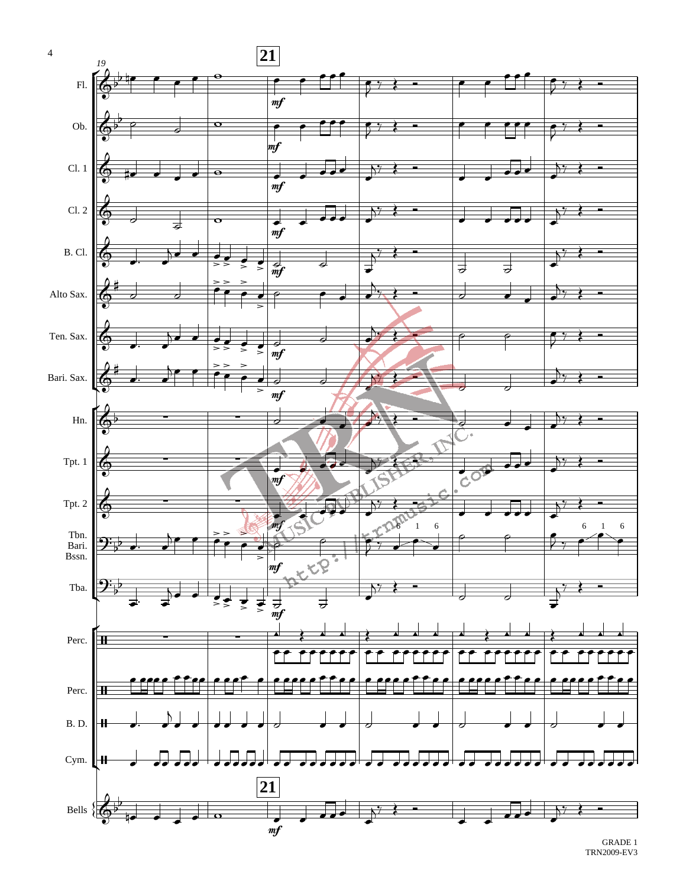19

**21**

Fl.

Ob.

Cl. 1

Cl. 2

B. Cl.

Alto Sax.

Ten. Sax.

Bari. Sax.

Hn.

Tpt. 1

Tpt. 2

Tbn.
Bari.
Bssn.

Tba.

Perc.

Perc.

B. D.

Cym.

**21**

Bells

*mf*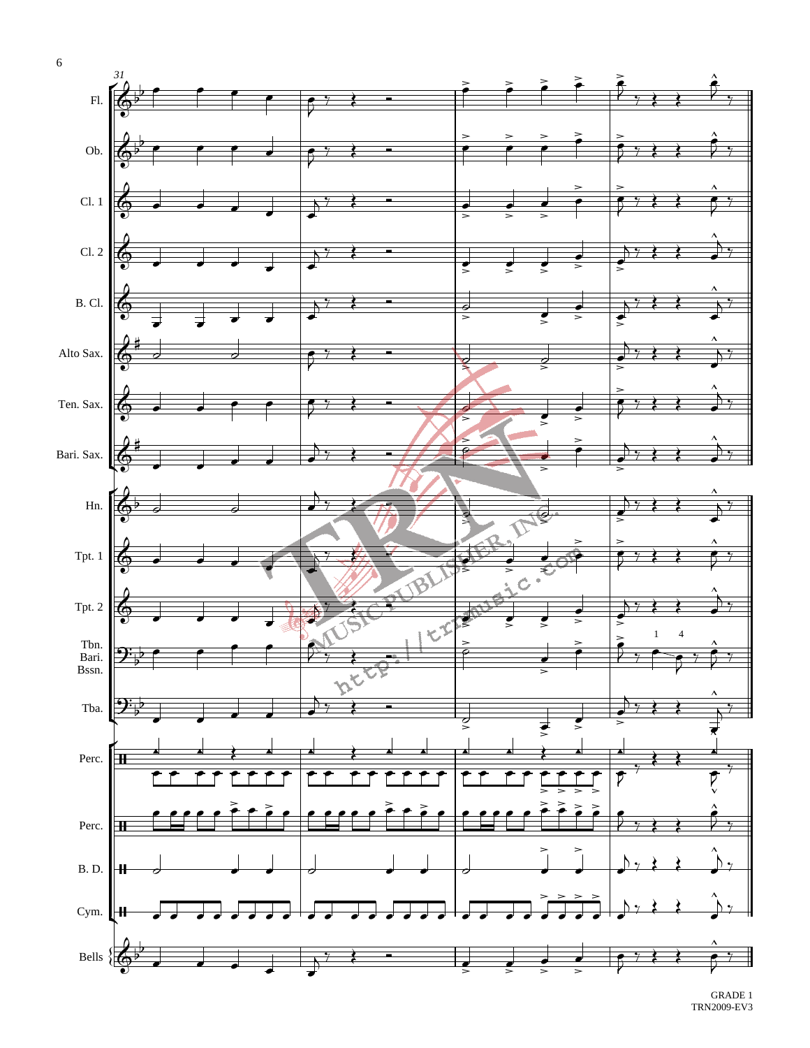GRADE 1
TRN2009-EV3